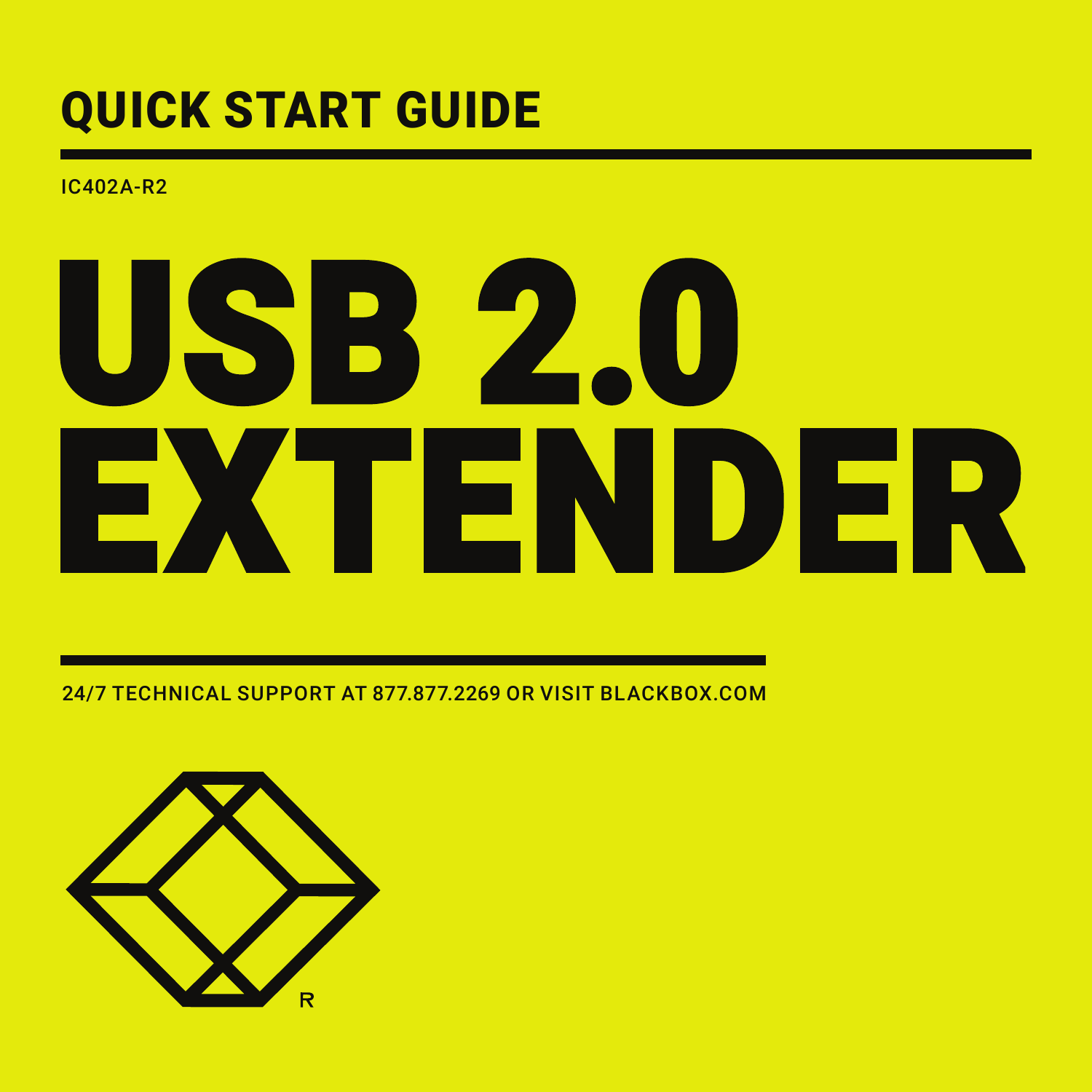## QUICK START GUIDE

IC402A-R2

# USB 2.0 EXTENDER

24/7 TECHNICAL SUPPORT AT 877.877.2269 OR VISIT BLACKBOX.COM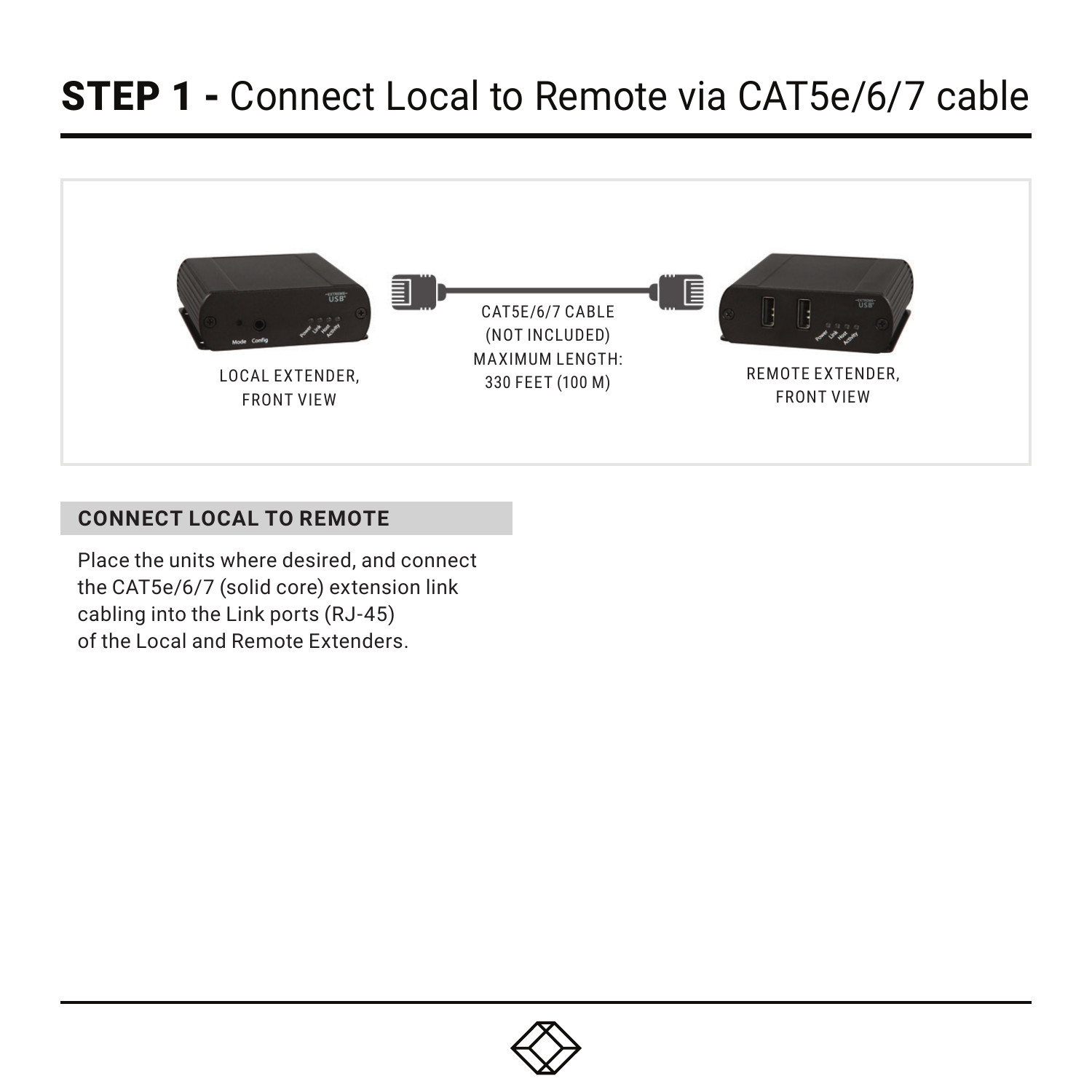# **STEP 1 -** Connect Local to Remote via CAT5e/6/7 cable

LOCAL EXTENDER, FRONT VIEW

CAT5E/6/7 CABLE (NOT INCLUDED) MAXIMUM LENGTH: 330 FEET (100 M)

REMOTE EXTENDER, FRONT VIEW

## CONNECT LOCAL TO REMOTE

Place the units where desired, and connect the CAT5e/6/7 (solid core) extension link cabling into the Link ports (RJ-45) of the Local and Remote Extenders.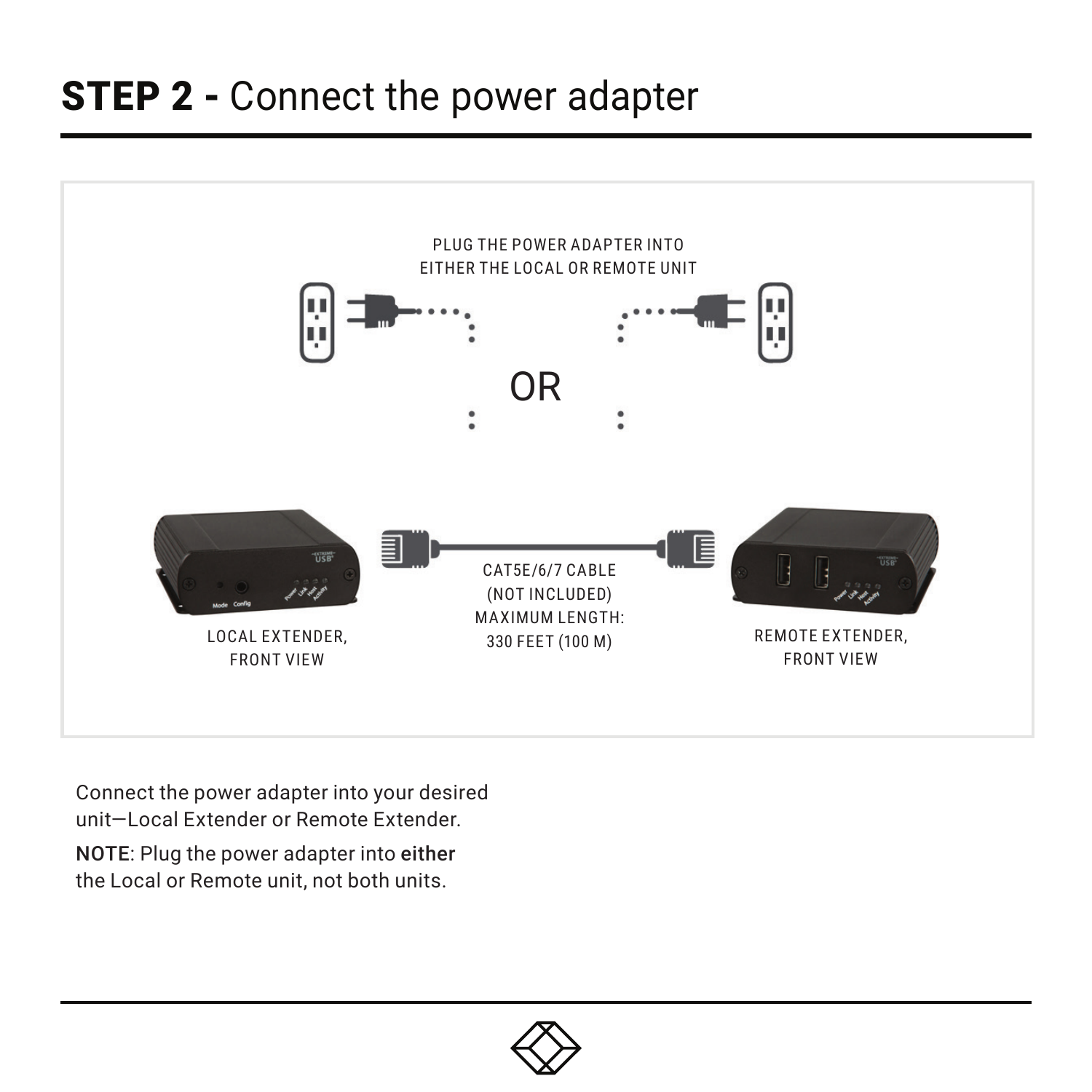## **STEP 2 -** Connect the power adapter

PLUG THE POWER ADAPTER INTO
EITHER THE LOCAL OR REMOTE UNIT

OR

CAT5E/6/7 CABLE
(NOT INCLUDED)
MAXIMUM LENGTH:
330 FEET (100 M)

LOCAL EXTENDER,
FRONT VIEW

REMOTE EXTENDER,
FRONT VIEW

Connect the power adapter into your desired unit—Local Extender or Remote Extender.

**NOTE**: Plug the power adapter into **either** the Local or Remote unit, not both units.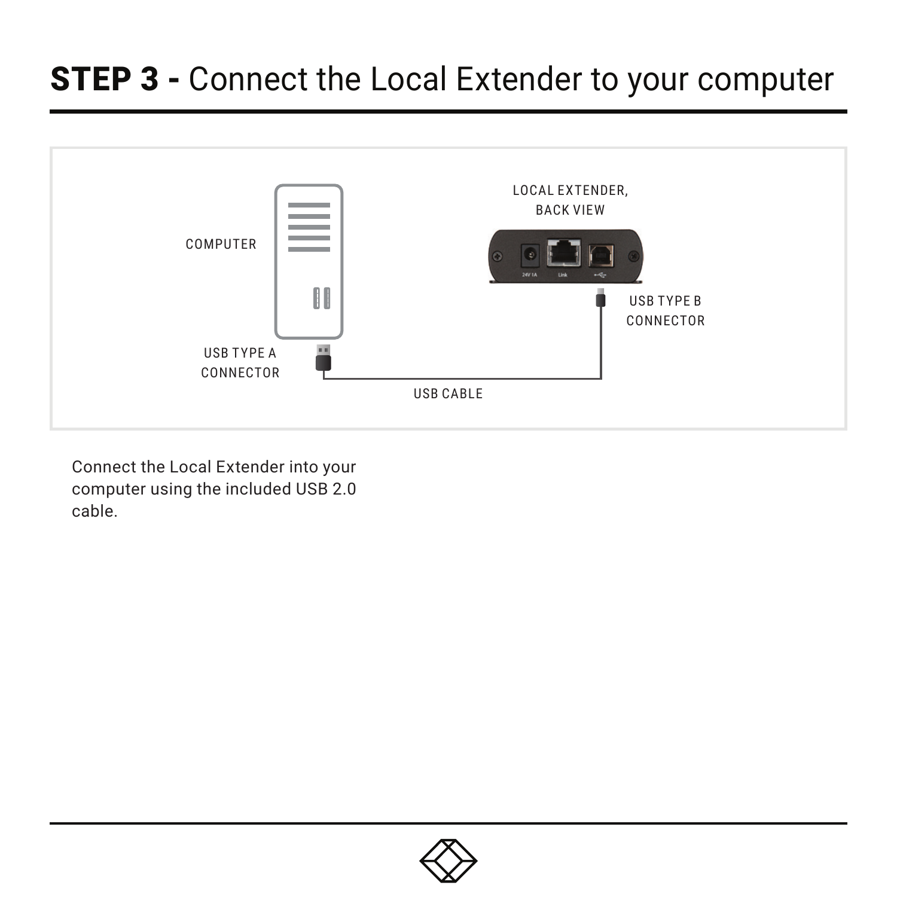## STEP 3 - Connect the Local Extender to your computer

COMPUTER

LOCAL EXTENDER, BACK VIEW

USB TYPE B CONNECTOR

USB TYPE A CONNECTOR

USB CABLE

Connect the Local Extender into your computer using the included USB 2.0 cable.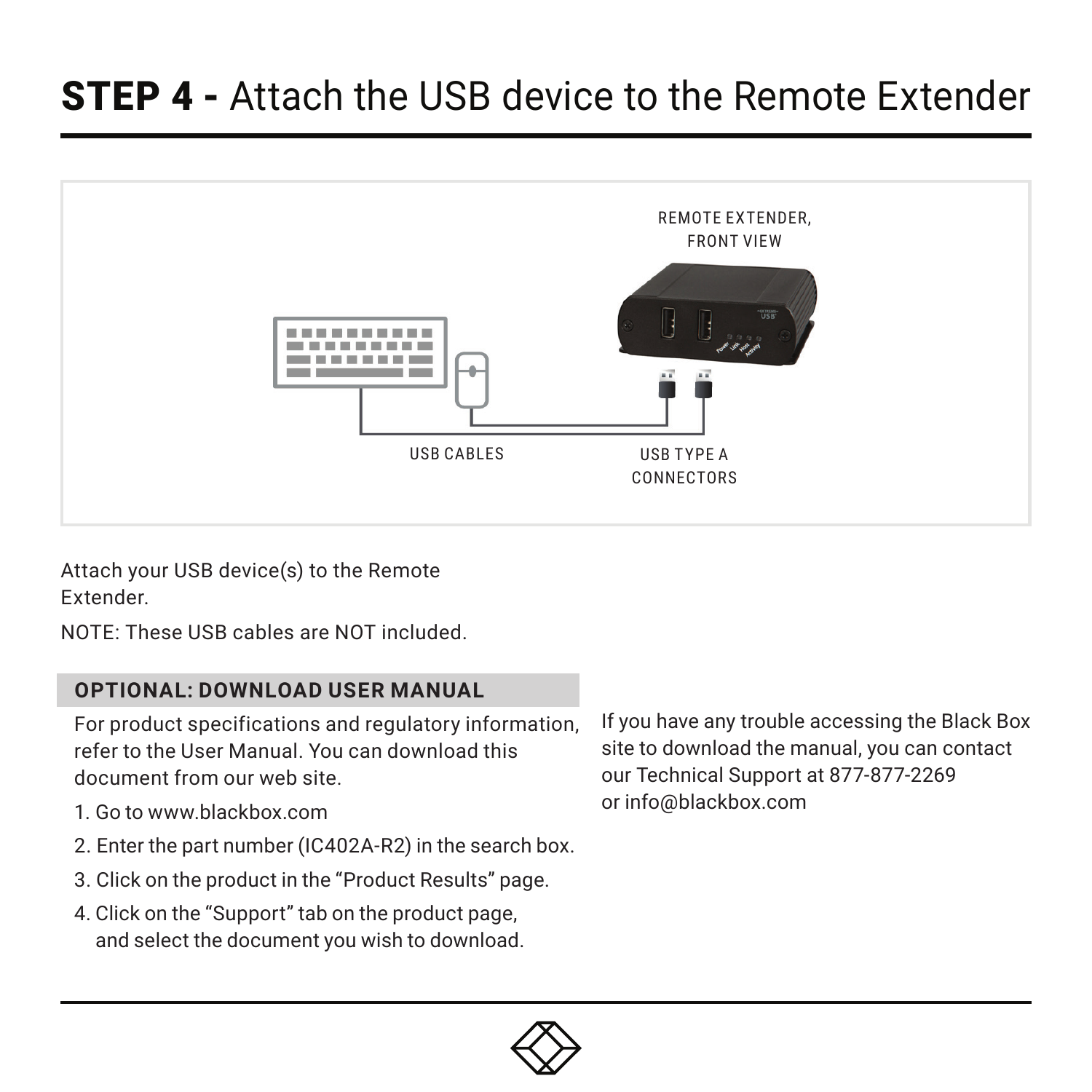# STEP 4 - Attach the USB device to the Remote Extender

REMOTE EXTENDER, FRONT VIEW

USB CABLES

USB TYPE A CONNECTORS

Attach your USB device(s) to the Remote Extender.

NOTE: These USB cables are NOT included.

## OPTIONAL: DOWNLOAD USER MANUAL

For product specifications and regulatory information, refer to the User Manual. You can download this document from our web site.

1. Go to www.blackbox.com
2. Enter the part number (IC402A-R2) in the search box.
3. Click on the product in the "Product Results" page.
4. Click on the "Support" tab on the product page, and select the document you wish to download.

If you have any trouble accessing the Black Box site to download the manual, you can contact our Technical Support at 877-877-2269 or info@blackbox.com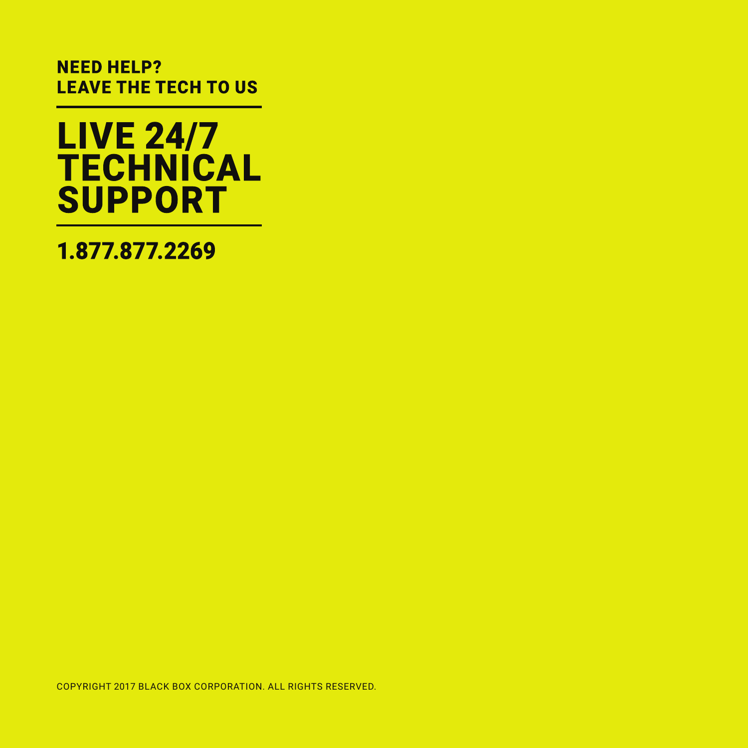NEED HELP?
LEAVE THE TECH TO US

---

# LIVE 24/7 TECHNICAL SUPPORT

---

## 1.877.877.2269

COPYRIGHT 2017 BLACK BOX CORPORATION. ALL RIGHTS RESERVED.